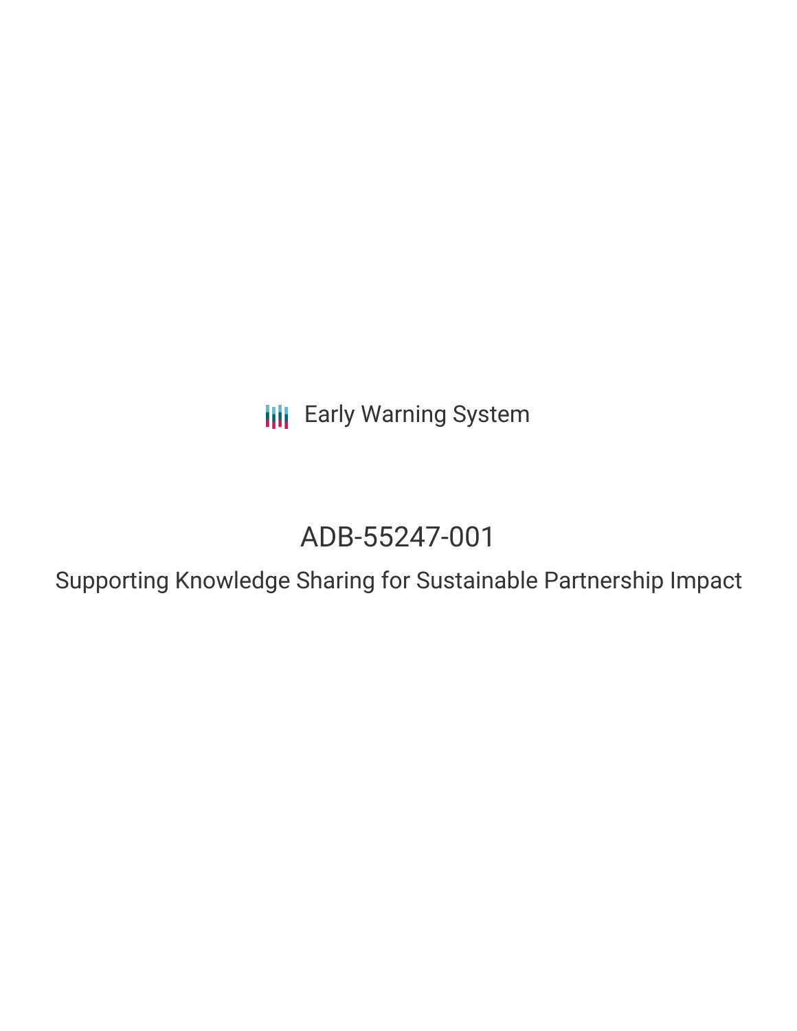Early Warning System

# ADB-55247-001

## Supporting Knowledge Sharing for Sustainable Partnership Impact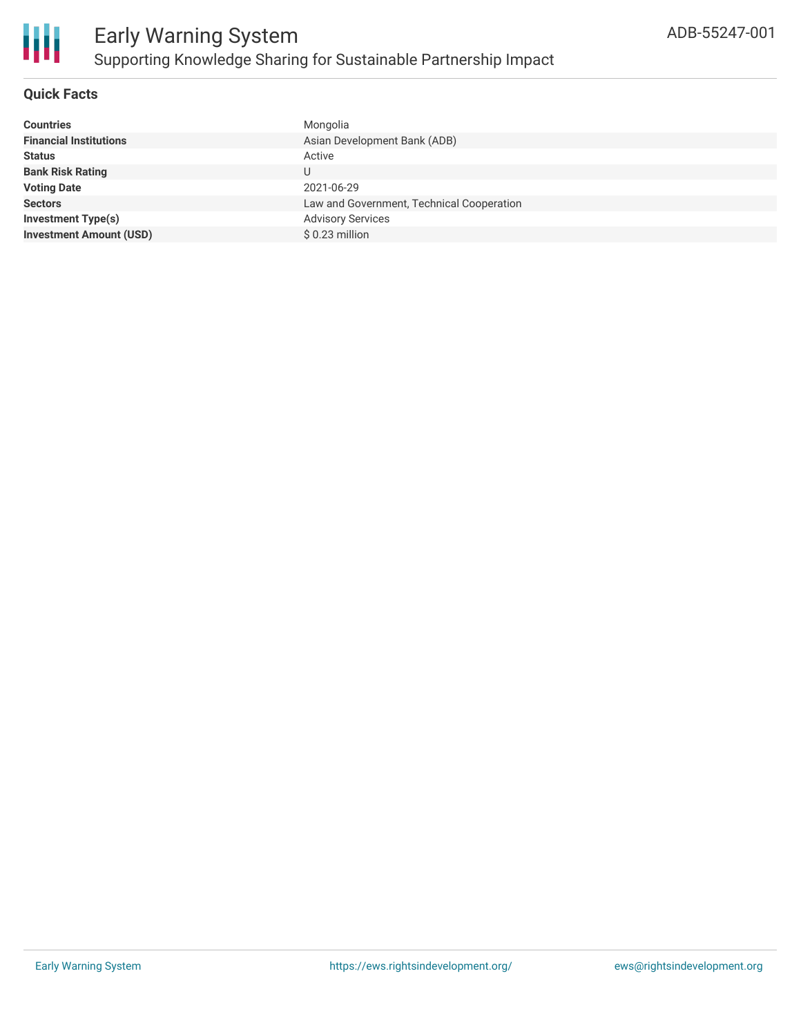# Early Warning System

## Supporting Knowledge Sharing for Sustainable Partnership Impact

ADB-55247-001

### Quick Facts

| | |
|---|---|
| **Countries** | Mongolia |
| **Financial Institutions** | Asian Development Bank (ADB) |
| **Status** | Active |
| **Bank Risk Rating** | U |
| **Voting Date** | 2021-06-29 |
| **Sectors** | Law and Government, Technical Cooperation |
| **Investment Type(s)** | Advisory Services |
| **Investment Amount (USD)** | $ 0.23 million |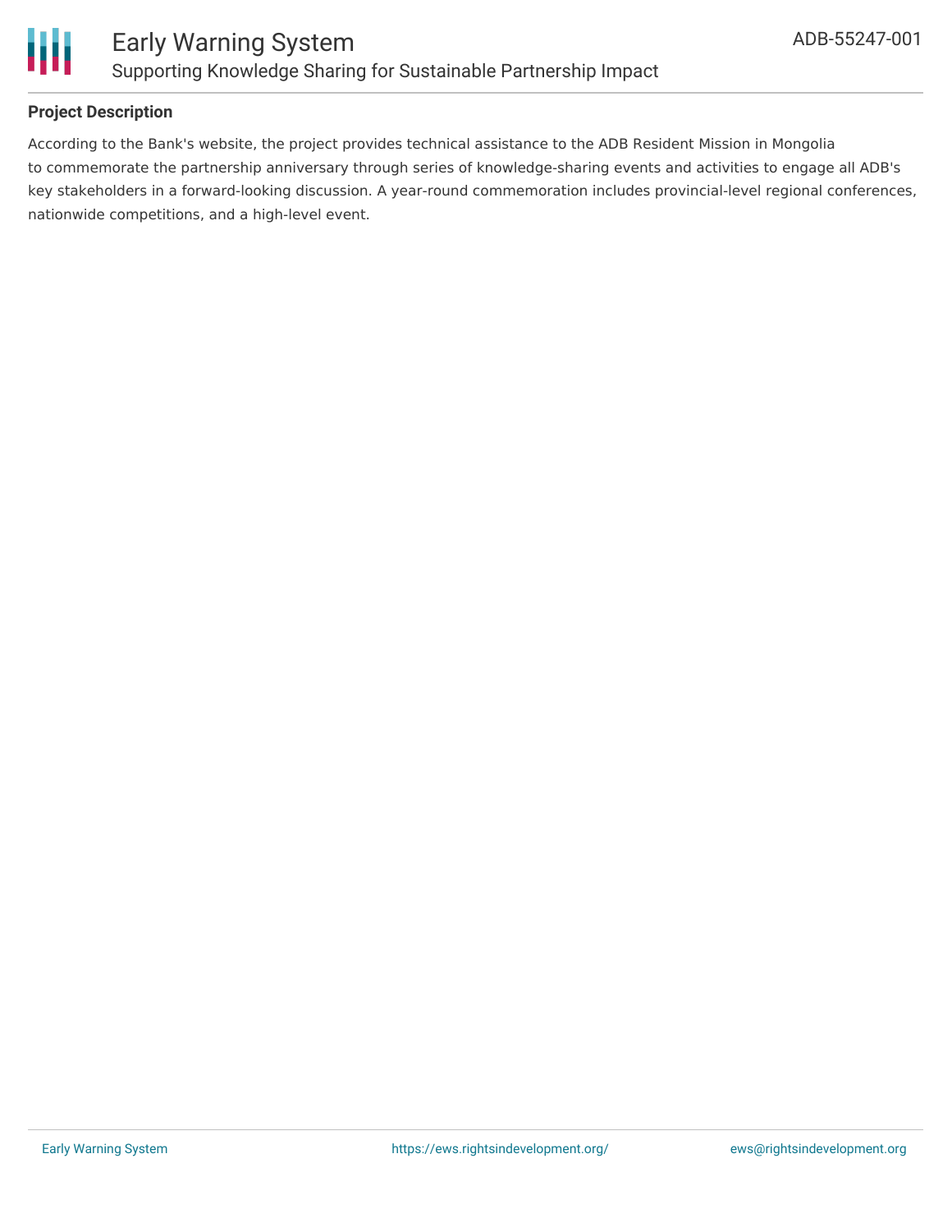## Project Description

According to the Bank's website, the project provides technical assistance to the ADB Resident Mission in Mongolia to commemorate the partnership anniversary through series of knowledge-sharing events and activities to engage all ADB's key stakeholders in a forward-looking discussion. A year-round commemoration includes provincial-level regional conferences, nationwide competitions, and a high-level event.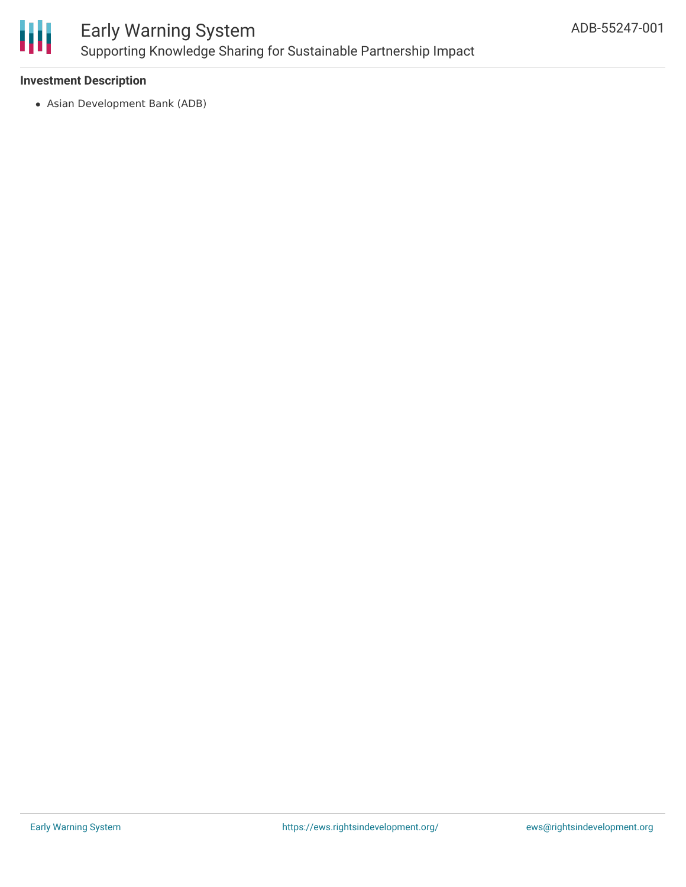### Investment Description

- Asian Development Bank (ADB)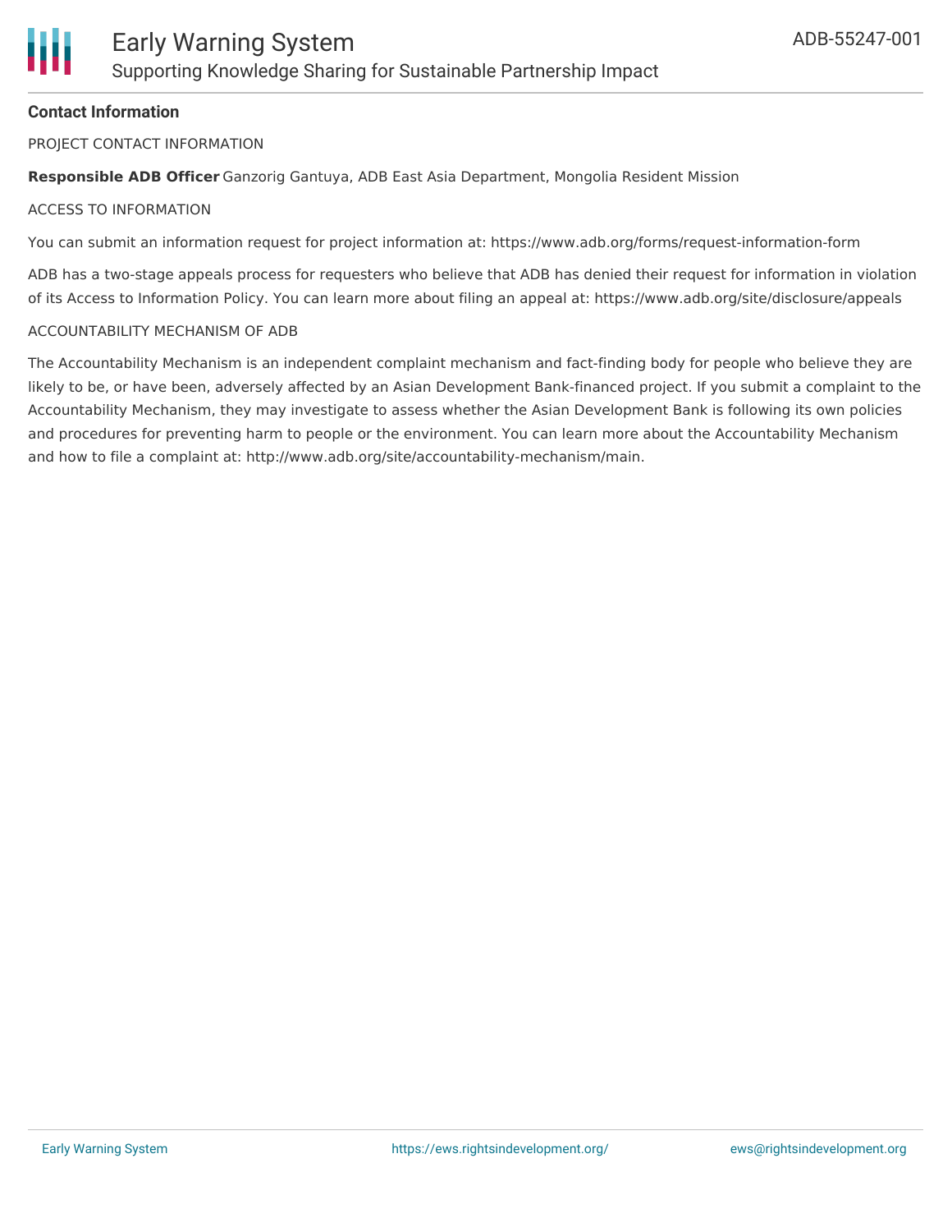## Contact Information

PROJECT CONTACT INFORMATION

**Responsible ADB Officer** Ganzorig Gantuya, ADB East Asia Department, Mongolia Resident Mission

ACCESS TO INFORMATION

You can submit an information request for project information at: https://www.adb.org/forms/request-information-form

ADB has a two-stage appeals process for requesters who believe that ADB has denied their request for information in violation of its Access to Information Policy. You can learn more about filing an appeal at: https://www.adb.org/site/disclosure/appeals

ACCOUNTABILITY MECHANISM OF ADB

The Accountability Mechanism is an independent complaint mechanism and fact-finding body for people who believe they are likely to be, or have been, adversely affected by an Asian Development Bank-financed project. If you submit a complaint to the Accountability Mechanism, they may investigate to assess whether the Asian Development Bank is following its own policies and procedures for preventing harm to people or the environment. You can learn more about the Accountability Mechanism and how to file a complaint at: http://www.adb.org/site/accountability-mechanism/main.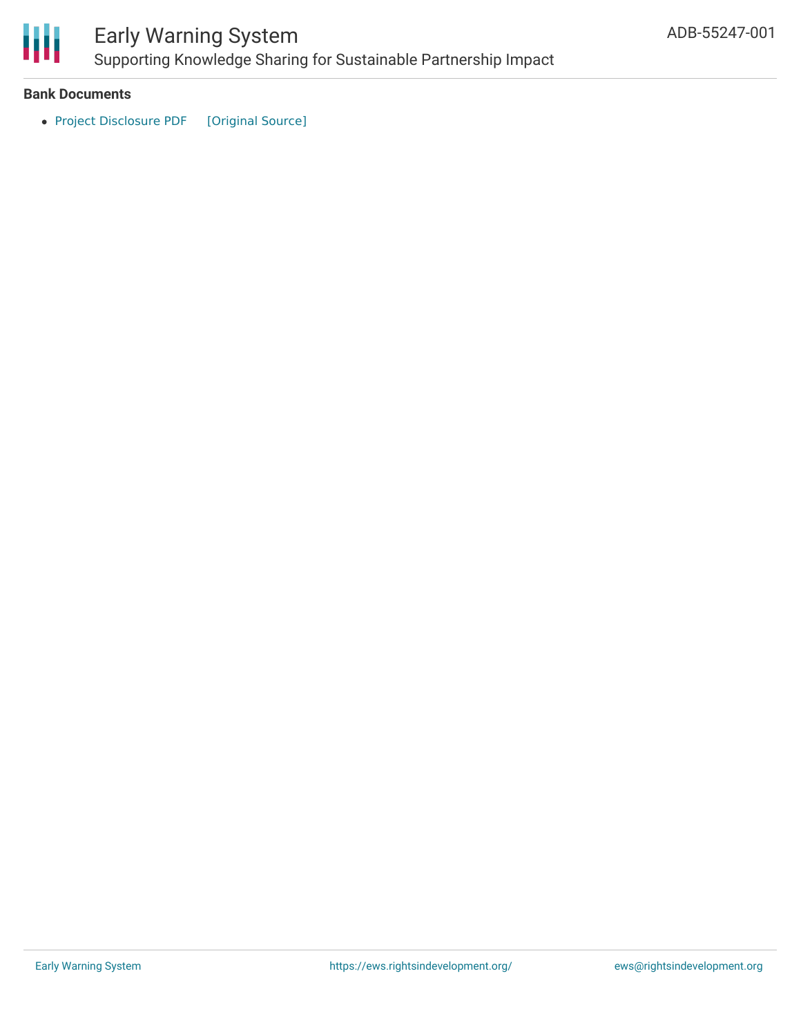**Bank Documents**

- Project Disclosure PDF [Original Source]